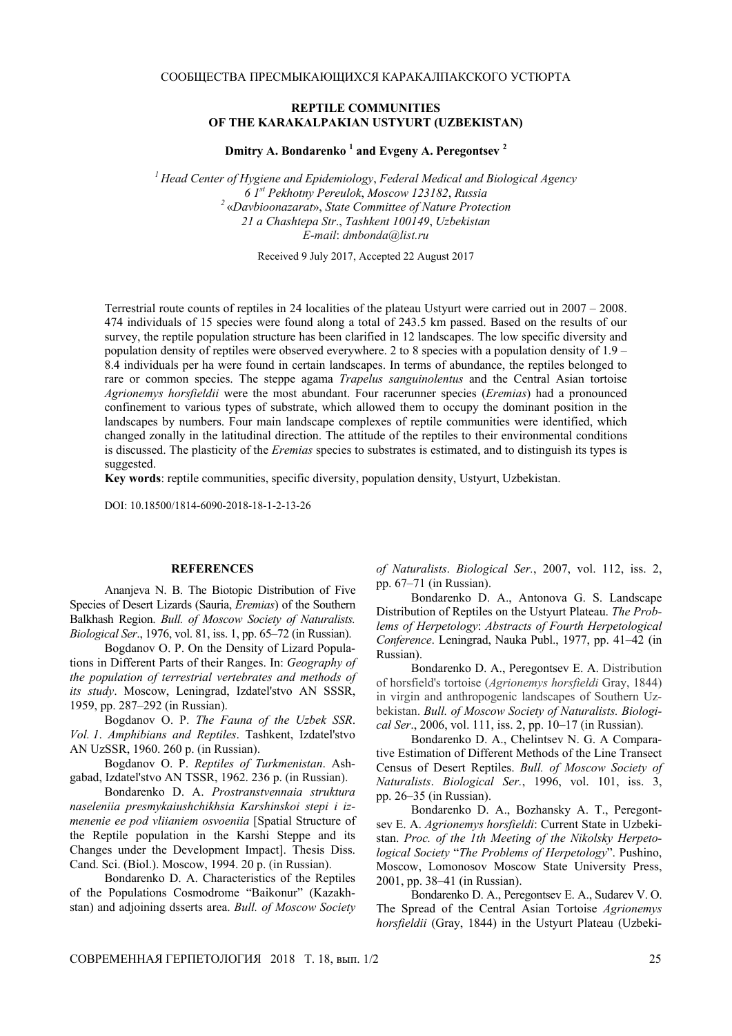СООБЩЕСТВА ПРЕСМЫКАЮЩИХСЯ КАРАКАЛПАКСКОГО УСТЮРТА

# REPTILE COMMUNITIES OF THE KARAKALPAKIAN USTYURT (UZBEKISTAN)

**Dmitry A. Bondarenko [1] and Evgeny A. Peregontsev [2]**

*[1] Head Center of Hygiene and Epidemiology, Federal Medical and Biological Agency*
*6 1st Pekhotny Pereulok, Moscow 123182, Russia*
*[2] «Davbioonazarat», State Committee of Nature Protection*
*21 a Chashtepa Str., Tashkent 100149, Uzbekistan*
*E-mail: dmbonda@list.ru*

Received 9 July 2017, Accepted 22 August 2017

Terrestrial route counts of reptiles in 24 localities of the plateau Ustyurt were carried out in 2007 – 2008. 474 individuals of 15 species were found along a total of 243.5 km passed. Based on the results of our survey, the reptile population structure has been clarified in 12 landscapes. The low specific diversity and population density of reptiles were observed everywhere. 2 to 8 species with a population density of 1.9 – 8.4 individuals per ha were found in certain landscapes. In terms of abundance, the reptiles belonged to rare or common species. The steppe agama *Trapelus sanguinolentus* and the Central Asian tortoise *Agrionemys horsfieldii* were the most abundant. Four racerunner species (*Eremias*) had a pronounced confinement to various types of substrate, which allowed them to occupy the dominant position in the landscapes by numbers. Four main landscape complexes of reptile communities were identified, which changed zonally in the latitudinal direction. The attitude of the reptiles to their environmental conditions is discussed. The plasticity of the *Eremias* species to substrates is estimated, and to distinguish its types is suggested.

**Key words**: reptile communities, specific diversity, population density, Ustyurt, Uzbekistan.

DOI: 10.18500/1814-6090-2018-18-1-2-13-26

## REFERENCES

Ananjeva N. B. The Biotopic Distribution of Five Species of Desert Lizards (Sauria, *Eremias*) of the Southern Balkhash Region. *Bull. of Moscow Society of Naturalists. Biological Ser*., 1976, vol. 81, iss. 1, pp. 65–72 (in Russian).

Bogdanov O. P. On the Density of Lizard Populations in Different Parts of their Ranges. In: *Geography of the population of terrestrial vertebrates and methods of its study*. Moscow, Leningrad, Izdatel'stvo AN SSSR, 1959, pp. 287–292 (in Russian).

Bogdanov O. P. *The Fauna of the Uzbek SSR. Vol. 1. Amphibians and Reptiles*. Tashkent, Izdatel'stvo AN UzSSR, 1960. 260 p. (in Russian).

Bogdanov O. P. *Reptiles of Turkmenistan*. Ashgabad, Izdatel'stvo AN TSSR, 1962. 236 p. (in Russian).

Bondarenko D. A. *Prostranstvennaia struktura naseleniia presmykaiushchikhsia Karshinskoi stepi i izmenenie ee pod vliianiem osvoeniia* [Spatial Structure of the Reptile population in the Karshi Steppe and its Changes under the Development Impact]. Thesis Diss. Cand. Sci. (Biol.). Moscow, 1994. 20 p. (in Russian).

Bondarenko D. A. Characteristics of the Reptiles of the Populations Cosmodrome "Baikonur" (Kazakhstan) and adjoining dsserts area. *Bull. of Moscow Society of Naturalists. Biological Ser.*, 2007, vol. 112, iss. 2, pp. 67–71 (in Russian).

Bondarenko D. A., Antonova G. S. Landscape Distribution of Reptiles on the Ustyurt Plateau. *The Problems of Herpetology*: *Abstracts of Fourth Herpetological Conference*. Leningrad, Nauka Publ., 1977, pp. 41–42 (in Russian).

Bondarenko D. A., Peregontsev E. A. Distribution of horsfield's tortoise (*Agrionemys horsfieldi* Gray, 1844) in virgin and anthropogenic landscapes of Southern Uzbekistan. *Bull. of Moscow Society of Naturalists. Biological Ser*., 2006, vol. 111, iss. 2, pp. 10–17 (in Russian).

Bondarenko D. A., Chelintsev N. G. A Comparative Estimation of Different Methods of the Line Transect Census of Desert Reptiles. *Bull. of Moscow Society of Naturalists. Biological Ser.*, 1996, vol. 101, iss. 3, pp. 26–35 (in Russian).

Bondarenko D. A., Bozhansky A. T., Peregontsev E. A. *Agrionemys horsfieldi*: Current State in Uzbekistan. *Proc. of the 1th Meeting of the Nikolsky Herpetological Society* "*The Problems of Herpetology*". Pushino, Moscow, Lomonosov Moscow State University Press, 2001, pp. 38–41 (in Russian).

Bondarenko D. A., Peregontsev E. A., Sudarev V. O. The Spread of the Central Asian Tortoise *Agrionemys horsfieldii* (Gray, 1844) in the Ustyurt Plateau (Uzbeki-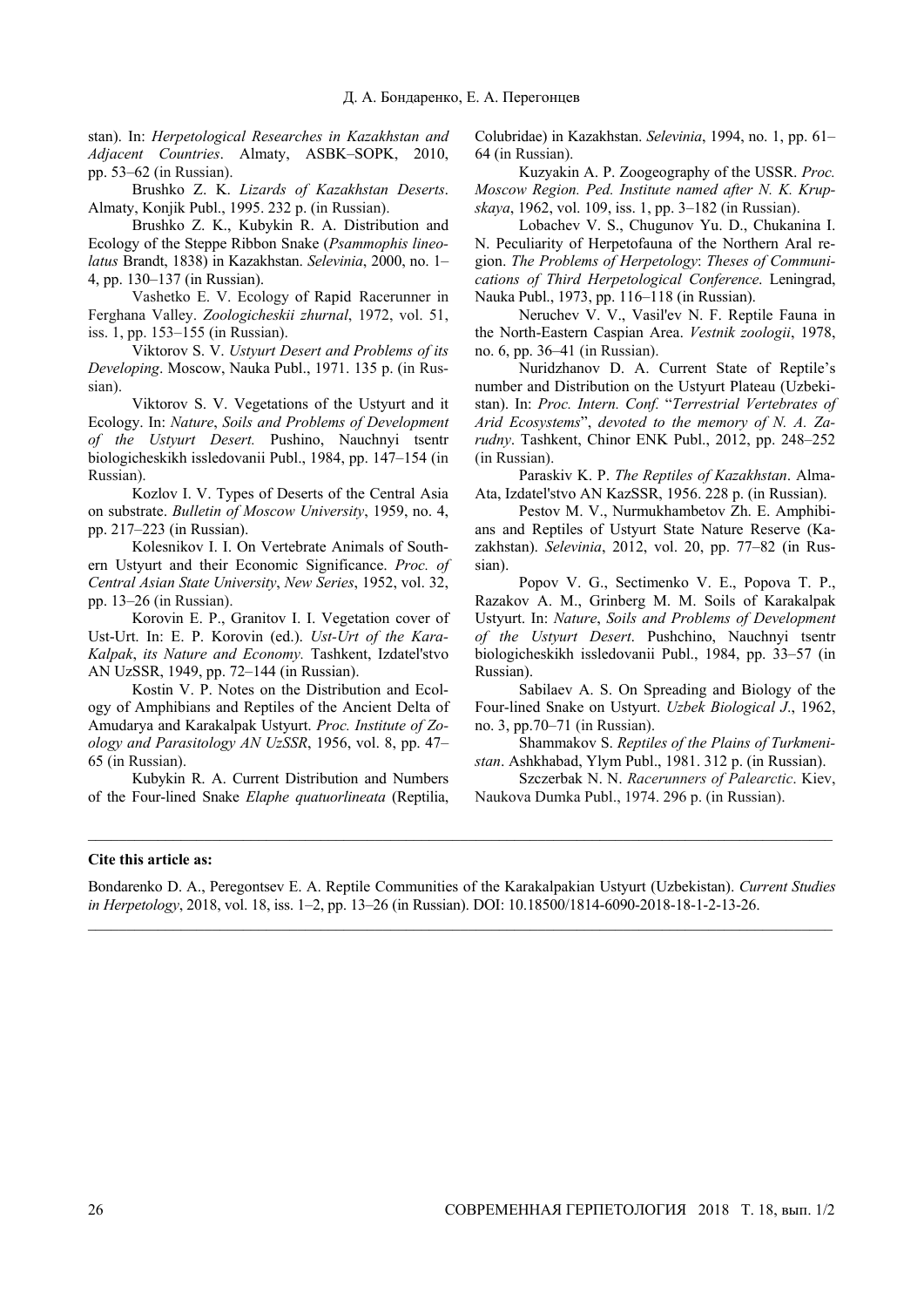stan). In: *Herpetological Researches in Kazakhstan and Adjacent Countries*. Almaty, ASBK–SOPK, 2010, pp. 53–62 (in Russian).

Brushko Z. K. *Lizards of Kazakhstan Deserts*. Almaty, Konjik Publ., 1995. 232 p. (in Russian).

Brushko Z. K., Kubykin R. A. Distribution and Ecology of the Steppe Ribbon Snake (*Psammophis lineolatus* Brandt, 1838) in Kazakhstan. *Selevinia*, 2000, no. 1–4, pp. 130–137 (in Russian).

Vashetko E. V. Ecology of Rapid Racerunner in Ferghana Valley. *Zoologicheskii zhurnal*, 1972, vol. 51, iss. 1, pp. 153–155 (in Russian).

Viktorov S. V. *Ustyurt Desert and Problems of its Developing*. Moscow, Nauka Publ., 1971. 135 p. (in Russian).

Viktorov S. V. Vegetations of the Ustyurt and it Ecology. In: *Nature*, *Soils and Problems of Development of the Ustyurt Desert.* Pushino, Nauchnyi tsentr biologicheskikh issledovanii Publ., 1984, pp. 147–154 (in Russian).

Kozlov I. V. Types of Deserts of the Central Asia on substrate. *Bulletin of Moscow University*, 1959, no. 4, pp. 217–223 (in Russian).

Kolesnikov I. I. On Vertebrate Animals of Southern Ustyurt and their Economic Significance. *Proc. of Central Asian State University*, *New Series*, 1952, vol. 32, pp. 13–26 (in Russian).

Korovin E. P., Granitov I. I. Vegetation cover of Ust-Urt. In: E. P. Korovin (ed.). *Ust-Urt of the Kara-Kalpak*, *its Nature and Economy.* Tashkent, Izdatel'stvo AN UzSSR, 1949, pp. 72–144 (in Russian).

Kostin V. P. Notes on the Distribution and Ecology of Amphibians and Reptiles of the Ancient Delta of Amudarya and Karakalpak Ustyurt. *Proc. Institute of Zoology and Parasitology AN UzSSR*, 1956, vol. 8, pp. 47–65 (in Russian).

Kubykin R. A. Current Distribution and Numbers of the Four-lined Snake *Elaphe quatuorlineata* (Reptilia, Colubridae) in Kazakhstan. *Selevinia*, 1994, no. 1, pp. 61–64 (in Russian).

Kuzyakin A. P. Zoogeography of the USSR. *Proc. Moscow Region. Ped. Institute named after N. K. Krupskaya*, 1962, vol. 109, iss. 1, pp. 3–182 (in Russian).

Lobachev V. S., Chugunov Yu. D., Chukanina I. N. Peculiarity of Herpetofauna of the Northern Aral region. *The Problems of Herpetology*: *Theses of Communications of Third Herpetological Conference*. Leningrad, Nauka Publ., 1973, pp. 116–118 (in Russian).

Neruchev V. V., Vasil'ev N. F. Reptile Fauna in the North-Eastern Caspian Area. *Vestnik zoologii*, 1978, no. 6, pp. 36–41 (in Russian).

Nuridzhanov D. A. Current State of Reptile's number and Distribution on the Ustyurt Plateau (Uzbekistan). In: *Proc. Intern. Conf.* "*Terrestrial Vertebrates of Arid Ecosystems*", *devoted to the memory of N. A. Zarudny*. Tashkent, Chinor ENK Publ., 2012, pp. 248–252 (in Russian).

Paraskiv K. P. *The Reptiles of Kazakhstan*. Alma-Ata, Izdatel'stvo AN KazSSR, 1956. 228 p. (in Russian).

Pestov M. V., Nurmukhambetov Zh. E. Amphibians and Reptiles of Ustyurt State Nature Reserve (Kazakhstan). *Selevinia*, 2012, vol. 20, pp. 77–82 (in Russian).

Popov V. G., Sectimenko V. E., Popova T. P., Razakov A. M., Grinberg M. M. Soils of Karakalpak Ustyurt. In: *Nature*, *Soils and Problems of Development of the Ustyurt Desert*. Pushchino, Nauchnyi tsentr biologicheskikh issledovanii Publ., 1984, pp. 33–57 (in Russian).

Sabilaev A. S. On Spreading and Biology of the Four-lined Snake on Ustyurt. *Uzbek Biological J*., 1962, no. 3, pp.70–71 (in Russian).

Shammakov S. *Reptiles of the Plains of Turkmenistan*. Ashkhabad, Ylym Publ., 1981. 312 p. (in Russian).

Szczerbak N. N. *Racerunners of Palearctic*. Kiev, Naukova Dumka Publ., 1974. 296 p. (in Russian).

---

**Cite this article as:**

Bondarenko D. A., Peregontsev E. A. Reptile Communities of the Karakalpakian Ustyurt (Uzbekistan). *Current Studies in Herpetology*, 2018, vol. 18, iss. 1–2, pp. 13–26 (in Russian). DOI: 10.18500/1814-6090-2018-18-1-2-13-26.

---